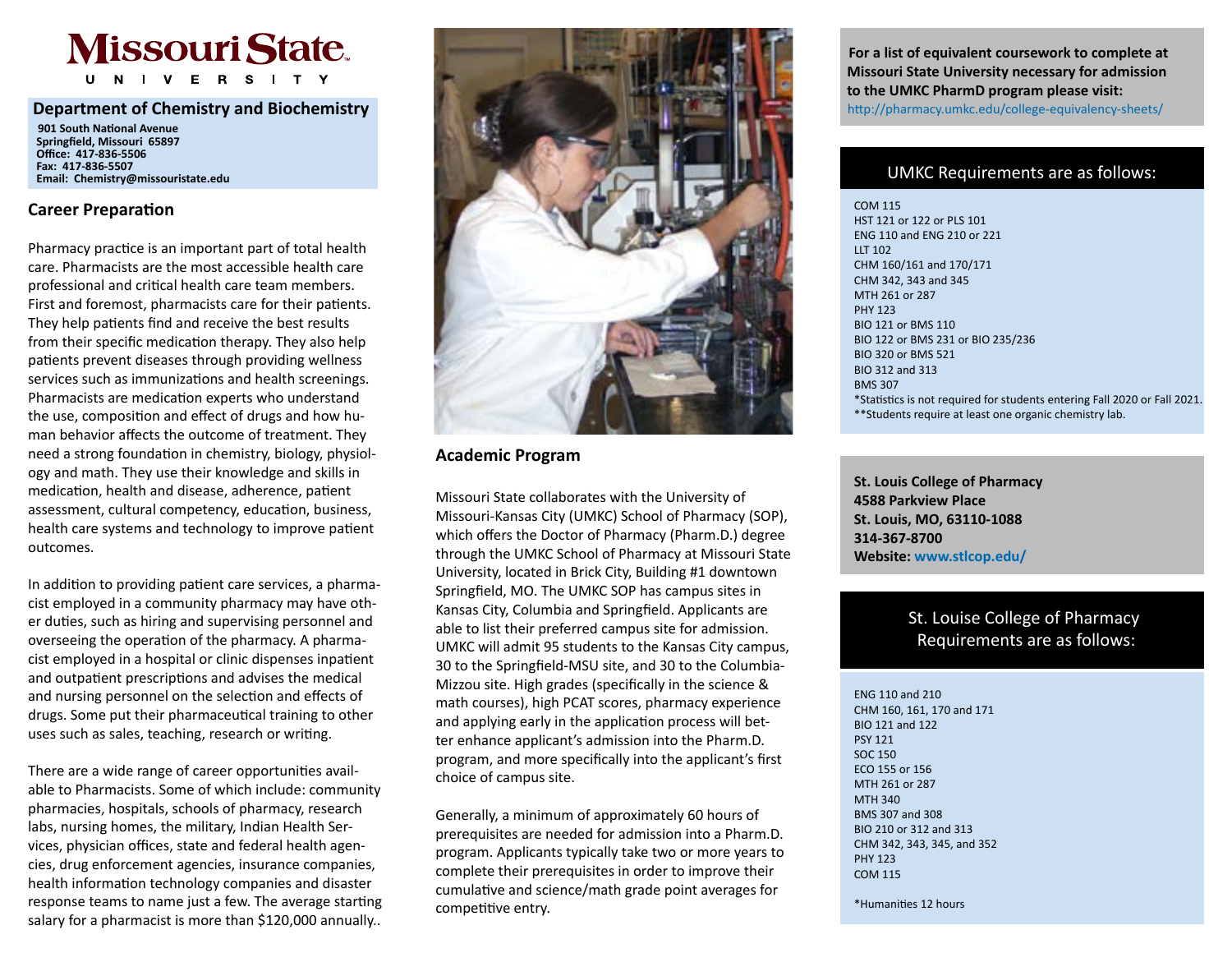# Missouri State University

## Department of Chemistry and Biochemistry

**901 South National Avenue**
**Springfield, Missouri 65897**
**Office: 417-836-5506**
**Fax: 417-836-5507**
**Email: Chemistry@missouristate.edu**

### Career Preparation

Pharmacy practice is an important part of total health care. Pharmacists are the most accessible health care professional and critical health care team members. First and foremost, pharmacists care for their patients. They help patients find and receive the best results from their specific medication therapy. They also help patients prevent diseases through providing wellness services such as immunizations and health screenings. Pharmacists are medication experts who understand the use, composition and effect of drugs and how human behavior affects the outcome of treatment. They need a strong foundation in chemistry, biology, physiology and math. They use their knowledge and skills in medication, health and disease, adherence, patient assessment, cultural competency, education, business, health care systems and technology to improve patient outcomes.

In addition to providing patient care services, a pharmacist employed in a community pharmacy may have other duties, such as hiring and supervising personnel and overseeing the operation of the pharmacy. A pharmacist employed in a hospital or clinic dispenses inpatient and outpatient prescriptions and advises the medical and nursing personnel on the selection and effects of drugs. Some put their pharmaceutical training to other uses such as sales, teaching, research or writing.

There are a wide range of career opportunities available to Pharmacists. Some of which include: community pharmacies, hospitals, schools of pharmacy, research labs, nursing homes, the military, Indian Health Services, physician offices, state and federal health agencies, drug enforcement agencies, insurance companies, health information technology companies and disaster response teams to name just a few. The average starting salary for a pharmacist is more than $120,000 annually..

### Academic Program

Missouri State collaborates with the University of Missouri-Kansas City (UMKC) School of Pharmacy (SOP), which offers the Doctor of Pharmacy (Pharm.D.) degree through the UMKC School of Pharmacy at Missouri State University, located in Brick City, Building #1 downtown Springfield, MO. The UMKC SOP has campus sites in Kansas City, Columbia and Springfield. Applicants are able to list their preferred campus site for admission. UMKC will admit 95 students to the Kansas City campus, 30 to the Springfield-MSU site, and 30 to the Columbia-Mizzou site. High grades (specifically in the science & math courses), high PCAT scores, pharmacy experience and applying early in the application process will better enhance applicant's admission into the Pharm.D. program, and more specifically into the applicant's first choice of campus site.

Generally, a minimum of approximately 60 hours of prerequisites are needed for admission into a Pharm.D. program. Applicants typically take two or more years to complete their prerequisites in order to improve their cumulative and science/math grade point averages for competitive entry.

**For a list of equivalent coursework to complete at Missouri State University necessary for admission to the UMKC PharmD program please visit:**
http://pharmacy.umkc.edu/college-equivalency-sheets/

### UMKC Requirements are as follows:

COM 115
HST 121 or 122 or PLS 101
ENG 110 and ENG 210 or 221
LLT 102
CHM 160/161 and 170/171
CHM 342, 343 and 345
MTH 261 or 287
PHY 123
BIO 121 or BMS 110
BIO 122 or BMS 231 or BIO 235/236
BIO 320 or BMS 521
BIO 312 and 313
BMS 307
*Statistics is not required for students entering Fall 2020 or Fall 2021.
**Students require at least one organic chemistry lab.

**St. Louis College of Pharmacy**
**4588 Parkview Place**
**St. Louis, MO, 63110-1088**
**314-367-8700**
**Website: www.stlcop.edu/**

### St. Louise College of Pharmacy Requirements are as follows:

ENG 110 and 210
CHM 160, 161, 170 and 171
BIO 121 and 122
PSY 121
SOC 150
ECO 155 or 156
MTH 261 or 287
MTH 340
BMS 307 and 308
BIO 210 or 312 and 313
CHM 342, 343, 345, and 352
PHY 123
COM 115

*Humanities 12 hours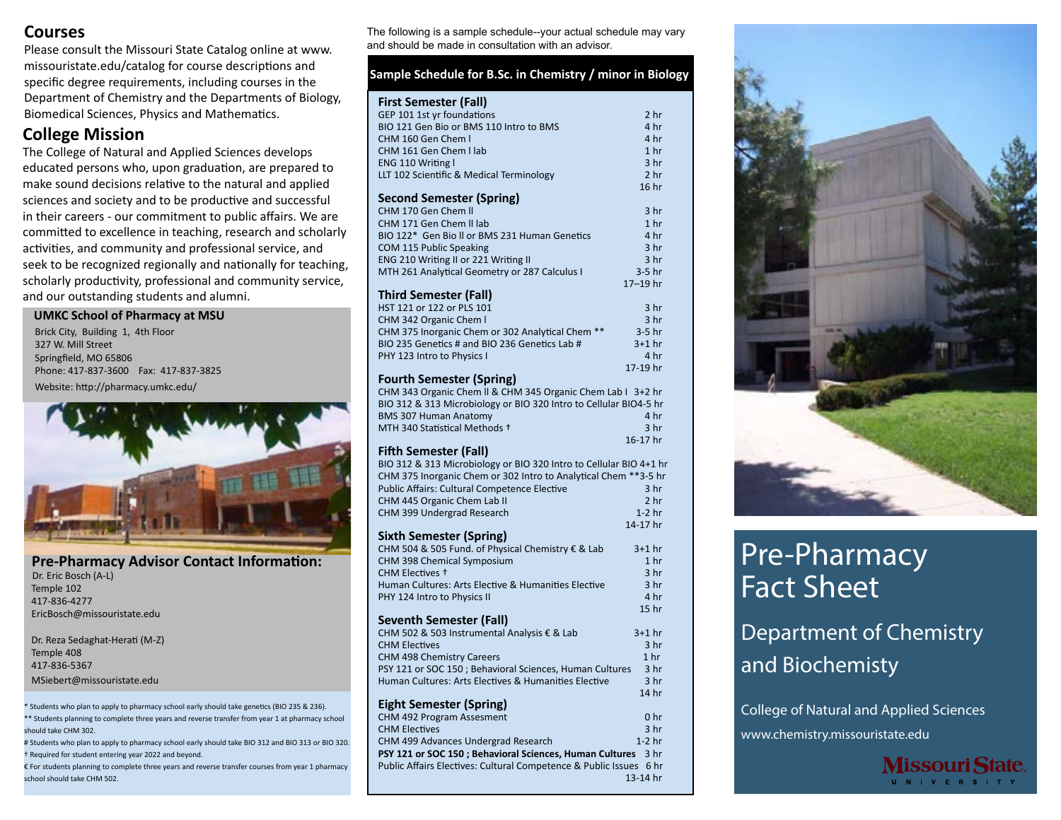## Courses

Please consult the Missouri State Catalog online at www.missouristate.edu/catalog for course descriptions and specific degree requirements, including courses in the Department of Chemistry and the Departments of Biology, Biomedical Sciences, Physics and Mathematics.

## College Mission

The College of Natural and Applied Sciences develops educated persons who, upon graduation, are prepared to make sound decisions relative to the natural and applied sciences and society and to be productive and successful in their careers - our commitment to public affairs. We are committed to excellence in teaching, research and scholarly activities, and community and professional service, and seek to be recognized regionally and nationally for teaching, scholarly productivity, professional and community service, and our outstanding students and alumni.

### UMKC School of Pharmacy at MSU

Brick City, Building 1, 4th Floor
327 W. Mill Street
Springfield, MO 65806
Phone: 417-837-3600 Fax: 417-837-3825
Website: http://pharmacy.umkc.edu/

### Pre-Pharmacy Advisor Contact Information:

Dr. Eric Bosch (A-L)
Temple 102
417-836-4277
EricBosch@missouristate.edu

Dr. Reza Sedaghat-Herati (M-Z)
Temple 408
417-836-5367
MSiebert@missouristate.edu

\* Students who plan to apply to pharmacy school early should take genetics (BIO 235 & 236).

\*\* Students planning to complete three years and reverse transfer from year 1 at pharmacy school should take CHM 302.

\# Students who plan to apply to pharmacy school early should take BIO 312 and BIO 313 or BIO 320.

† Required for student entering year 2022 and beyond.

€ For students planning to complete three years and reverse transfer courses from year 1 pharmacy school should take CHM 502.

The following is a sample schedule--your actual schedule may vary and should be made in consultation with an advisor.

## Sample Schedule for B.Sc. in Chemistry / minor in Biology

### First Semester (Fall)

| | |
|---|---|
| GEP 101 1st yr foundations | 2 hr |
| BIO 121 Gen Bio or BMS 110 Intro to BMS | 4 hr |
| CHM 160 Gen Chem I | 4 hr |
| CHM 161 Gen Chem I lab | 1 hr |
| ENG 110 Writing I | 3 hr |
| LLT 102 Scientific & Medical Terminology | 2 hr |
| | 16 hr |

### Second Semester (Spring)

| | |
|---|---|
| CHM 170 Gen Chem II | 3 hr |
| CHM 171 Gen Chem II lab | 1 hr |
| BIO 122* Gen Bio II or BMS 231 Human Genetics | 4 hr |
| COM 115 Public Speaking | 3 hr |
| ENG 210 Writing II or 221 Writing II | 3 hr |
| MTH 261 Analytical Geometry or 287 Calculus I | 3-5 hr |
| | 17–19 hr |

### Third Semester (Fall)

| | |
|---|---|
| HST 121 or 122 or PLS 101 | 3 hr |
| CHM 342 Organic Chem I | 3 hr |
| CHM 375 Inorganic Chem or 302 Analytical Chem ** | 3-5 hr |
| BIO 235 Genetics # and BIO 236 Genetics Lab # | 3+1 hr |
| PHY 123 Intro to Physics I | 4 hr |
| | 17-19 hr |

### Fourth Semester (Spring)

| | |
|---|---|
| CHM 343 Organic Chem II & CHM 345 Organic Chem Lab I | 3+2 hr |
| BIO 312 & 313 Microbiology or BIO 320 Intro to Cellular BIO | 4-5 hr |
| BMS 307 Human Anatomy | 4 hr |
| MTH 340 Statistical Methods † | 3 hr |
| | 16-17 hr |

### Fifth Semester (Fall)

| | |
|---|---|
| BIO 312 & 313 Microbiology or BIO 320 Intro to Cellular BIO | 4+1 hr |
| CHM 375 Inorganic Chem or 302 Intro to Analytical Chem ** | 3-5 hr |
| Public Affairs: Cultural Competence Elective | 3 hr |
| CHM 445 Organic Chem Lab II | 2 hr |
| CHM 399 Undergrad Research | 1-2 hr |
| | 14-17 hr |

### Sixth Semester (Spring)

| | |
|---|---|
| CHM 504 & 505 Fund. of Physical Chemistry € & Lab | 3+1 hr |
| CHM 398 Chemical Symposium | 1 hr |
| CHM Electives † | 3 hr |
| Human Cultures: Arts Elective & Humanities Elective | 3 hr |
| PHY 124 Intro to Physics II | 4 hr |
| | 15 hr |

### Seventh Semester (Fall)

| | |
|---|---|
| CHM 502 & 503 Instrumental Analysis € & Lab | 3+1 hr |
| CHM Electives | 3 hr |
| CHM 498 Chemistry Careers | 1 hr |
| PSY 121 or SOC 150 ; Behavioral Sciences, Human Cultures | 3 hr |
| Human Cultures: Arts Electives & Humanities Elective | 3 hr |
| | 14 hr |

### Eight Semester (Spring)

| | |
|---|---|
| CHM 492 Program Assesment | 0 hr |
| CHM Electives | 3 hr |
| CHM 499 Advances Undergrad Research | 1-2 hr |
| **PSY 121 or SOC 150 ; Behavioral Sciences, Human Cultures** | 3 hr |
| Public Affairs Electives: Cultural Competence & Public Issues | 6 hr |
| | 13-14 hr |

# Pre-Pharmacy Fact Sheet

## Department of Chemistry and Biochemisty

College of Natural and Applied Sciences

www.chemistry.missouristate.edu

Missouri State UNIVERSITY